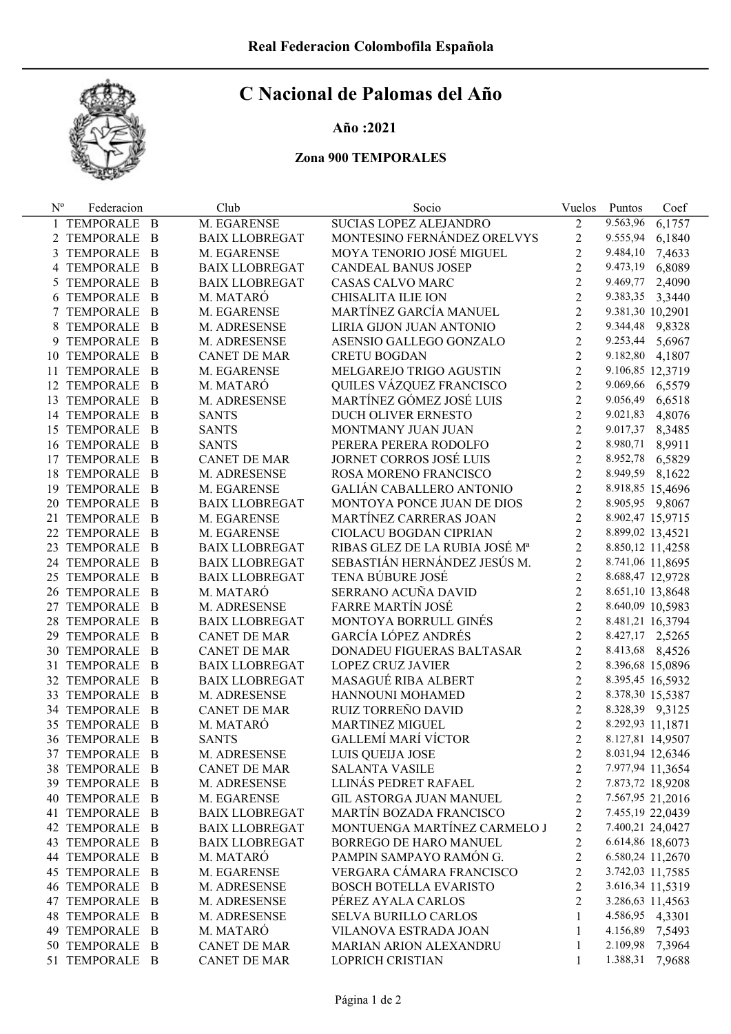**Real Federacion Colombofila Española**

# C Nacional de Palomas del Año

**Año :2021**

**Zona 900 TEMPORALES**

| Nº | Federacion | Club | Socio | Vuelos | Puntos | Coef |
|---|---|---|---|---|---|---|
| 1 | TEMPORALE B | M. EGARENSE | SUCIAS LOPEZ ALEJANDRO | 2 | 9.563,96 | 6,1757 |
| 2 | TEMPORALE B | BAIX LLOBREGAT | MONTESINO FERNÁNDEZ ORELVYS | 2 | 9.555,94 | 6,1840 |
| 3 | TEMPORALE B | M. EGARENSE | MOYA TENORIO JOSÉ MIGUEL | 2 | 9.484,10 | 7,4633 |
| 4 | TEMPORALE B | BAIX LLOBREGAT | CANDEAL BANUS JOSEP | 2 | 9.473,19 | 6,8089 |
| 5 | TEMPORALE B | BAIX LLOBREGAT | CASAS CALVO MARC | 2 | 9.469,77 | 2,4090 |
| 6 | TEMPORALE B | M. MATARÓ | CHISALITA ILIE ION | 2 | 9.383,35 | 3,3440 |
| 7 | TEMPORALE B | M. EGARENSE | MARTÍNEZ GARCÍA MANUEL | 2 | 9.381,30 | 10,2901 |
| 8 | TEMPORALE B | M. ADRESENSE | LIRIA GIJON JUAN ANTONIO | 2 | 9.344,48 | 9,8328 |
| 9 | TEMPORALE B | M. ADRESENSE | ASENSIO GALLEGO GONZALO | 2 | 9.253,44 | 5,6967 |
| 10 | TEMPORALE B | CANET DE MAR | CRETU BOGDAN | 2 | 9.182,80 | 4,1807 |
| 11 | TEMPORALE B | M. EGARENSE | MELGAREJO TRIGO AGUSTIN | 2 | 9.106,85 | 12,3719 |
| 12 | TEMPORALE B | M. MATARÓ | QUILES VÁZQUEZ FRANCISCO | 2 | 9.069,66 | 6,5579 |
| 13 | TEMPORALE B | M. ADRESENSE | MARTÍNEZ GÓMEZ JOSÉ LUIS | 2 | 9.056,49 | 6,6518 |
| 14 | TEMPORALE B | SANTS | DUCH OLIVER ERNESTO | 2 | 9.021,83 | 4,8076 |
| 15 | TEMPORALE B | SANTS | MONTMANY JUAN JUAN | 2 | 9.017,37 | 8,3485 |
| 16 | TEMPORALE B | SANTS | PERERA PERERA RODOLFO | 2 | 8.980,71 | 8,9911 |
| 17 | TEMPORALE B | CANET DE MAR | JORNET CORROS JOSÉ LUIS | 2 | 8.952,78 | 6,5829 |
| 18 | TEMPORALE B | M. ADRESENSE | ROSA MORENO FRANCISCO | 2 | 8.949,59 | 8,1622 |
| 19 | TEMPORALE B | M. EGARENSE | GALIÁN CABALLERO ANTONIO | 2 | 8.918,85 | 15,4696 |
| 20 | TEMPORALE B | BAIX LLOBREGAT | MONTOYA PONCE JUAN DE DIOS | 2 | 8.905,95 | 9,8067 |
| 21 | TEMPORALE B | M. EGARENSE | MARTÍNEZ CARRERAS JOAN | 2 | 8.902,47 | 15,9715 |
| 22 | TEMPORALE B | M. EGARENSE | CIOLACU BOGDAN CIPRIAN | 2 | 8.899,02 | 13,4521 |
| 23 | TEMPORALE B | BAIX LLOBREGAT | RIBAS GLEZ DE LA RUBIA JOSÉ Mª | 2 | 8.850,12 | 11,4258 |
| 24 | TEMPORALE B | BAIX LLOBREGAT | SEBASTIÁN HERNÁNDEZ JESÚS M. | 2 | 8.741,06 | 11,8695 |
| 25 | TEMPORALE B | BAIX LLOBREGAT | TENA BÚBURE JOSÉ | 2 | 8.688,47 | 12,9728 |
| 26 | TEMPORALE B | M. MATARÓ | SERRANO ACUÑA DAVID | 2 | 8.651,10 | 13,8648 |
| 27 | TEMPORALE B | M. ADRESENSE | FARRE MARTÍN JOSÉ | 2 | 8.640,09 | 10,5983 |
| 28 | TEMPORALE B | BAIX LLOBREGAT | MONTOYA BORRULL GINÉS | 2 | 8.481,21 | 16,3794 |
| 29 | TEMPORALE B | CANET DE MAR | GARCÍA LÓPEZ ANDRÉS | 2 | 8.427,17 | 2,5265 |
| 30 | TEMPORALE B | CANET DE MAR | DONADEU FIGUERAS BALTASAR | 2 | 8.413,68 | 8,4526 |
| 31 | TEMPORALE B | BAIX LLOBREGAT | LOPEZ CRUZ JAVIER | 2 | 8.396,68 | 15,0896 |
| 32 | TEMPORALE B | BAIX LLOBREGAT | MASAGUÉ RIBA ALBERT | 2 | 8.395,45 | 16,5932 |
| 33 | TEMPORALE B | M. ADRESENSE | HANNOUNI MOHAMED | 2 | 8.378,30 | 15,5387 |
| 34 | TEMPORALE B | CANET DE MAR | RUIZ TORREÑO DAVID | 2 | 8.328,39 | 9,3125 |
| 35 | TEMPORALE B | M. MATARÓ | MARTINEZ MIGUEL | 2 | 8.292,93 | 11,1871 |
| 36 | TEMPORALE B | SANTS | GALLEMÍ MARÍ VÍCTOR | 2 | 8.127,81 | 14,9507 |
| 37 | TEMPORALE B | M. ADRESENSE | LUIS QUEIJA JOSE | 2 | 8.031,94 | 12,6346 |
| 38 | TEMPORALE B | CANET DE MAR | SALANTA VASILE | 2 | 7.977,94 | 11,3654 |
| 39 | TEMPORALE B | M. ADRESENSE | LLINÁS PEDRET RAFAEL | 2 | 7.873,72 | 18,9208 |
| 40 | TEMPORALE B | M. EGARENSE | GIL ASTORGA JUAN MANUEL | 2 | 7.567,95 | 21,2016 |
| 41 | TEMPORALE B | BAIX LLOBREGAT | MARTÍN BOZADA FRANCISCO | 2 | 7.455,19 | 22,0439 |
| 42 | TEMPORALE B | BAIX LLOBREGAT | MONTUENGA MARTÍNEZ CARMELO J | 2 | 7.400,21 | 24,0427 |
| 43 | TEMPORALE B | BAIX LLOBREGAT | BORREGO DE HARO MANUEL | 2 | 6.614,86 | 18,6073 |
| 44 | TEMPORALE B | M. MATARÓ | PAMPIN SAMPAYO RAMÓN G. | 2 | 6.580,24 | 11,2670 |
| 45 | TEMPORALE B | M. EGARENSE | VERGARA CÁMARA FRANCISCO | 2 | 3.742,03 | 11,7585 |
| 46 | TEMPORALE B | M. ADRESENSE | BOSCH BOTELLA EVARISTO | 2 | 3.616,34 | 11,5319 |
| 47 | TEMPORALE B | M. ADRESENSE | PÉREZ AYALA CARLOS | 2 | 3.286,63 | 11,4563 |
| 48 | TEMPORALE B | M. ADRESENSE | SELVA BURILLO CARLOS | 1 | 4.586,95 | 4,3301 |
| 49 | TEMPORALE B | M. MATARÓ | VILANOVA ESTRADA JOAN | 1 | 4.156,89 | 7,5493 |
| 50 | TEMPORALE B | CANET DE MAR | MARIAN ARION ALEXANDRU | 1 | 2.109,98 | 7,3964 |
| 51 | TEMPORALE B | CANET DE MAR | LOPRICH CRISTIAN | 1 | 1.388,31 | 7,9688 |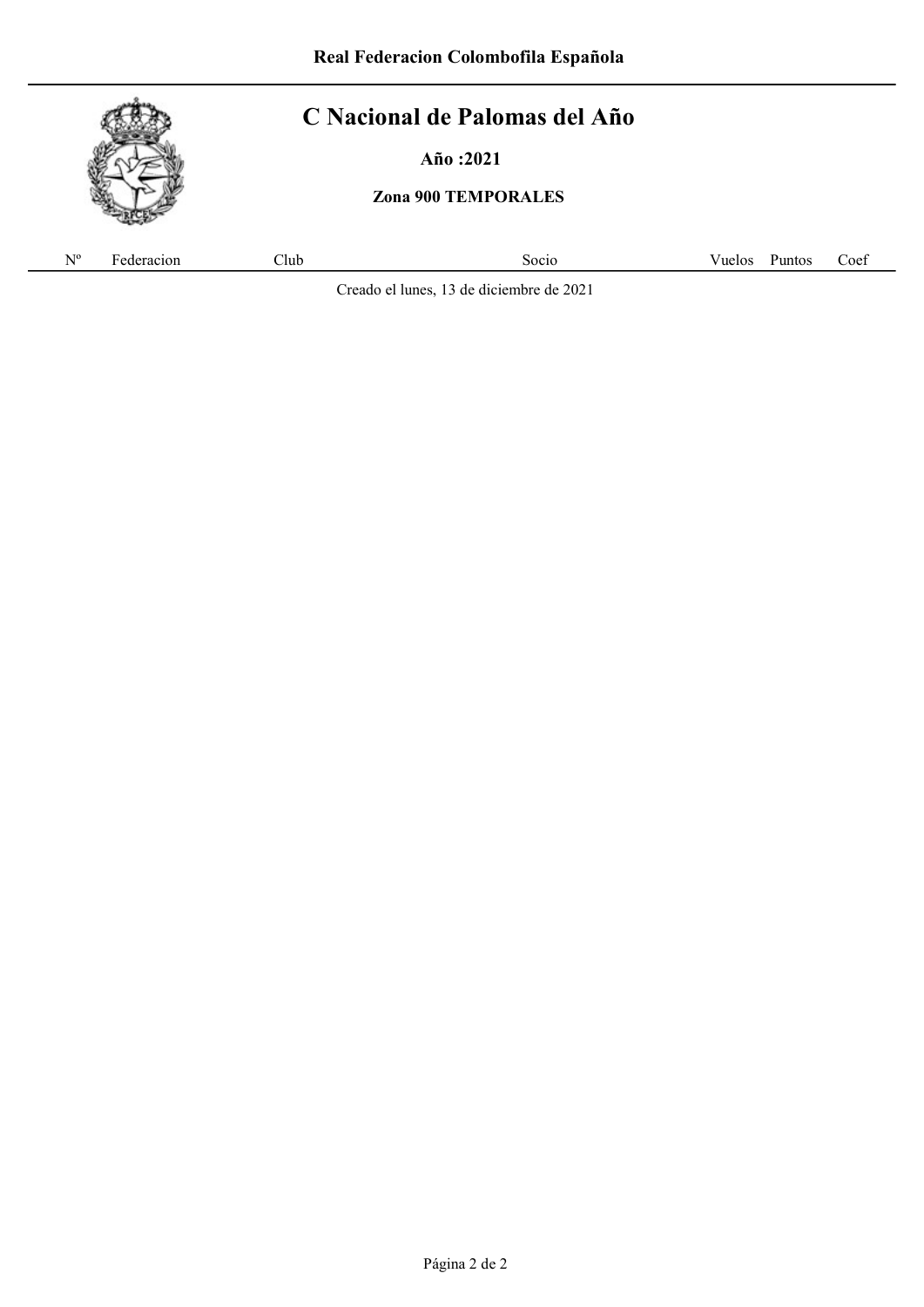# C Nacional de Palomas del Año

**Año :2021**

**Zona 900 TEMPORALES**

| Nº | Federacion | Club | Socio | Vuelos | Puntos | Coef |
|---|---|---|---|---|---|---|

Creado el lunes, 13 de diciembre de 2021